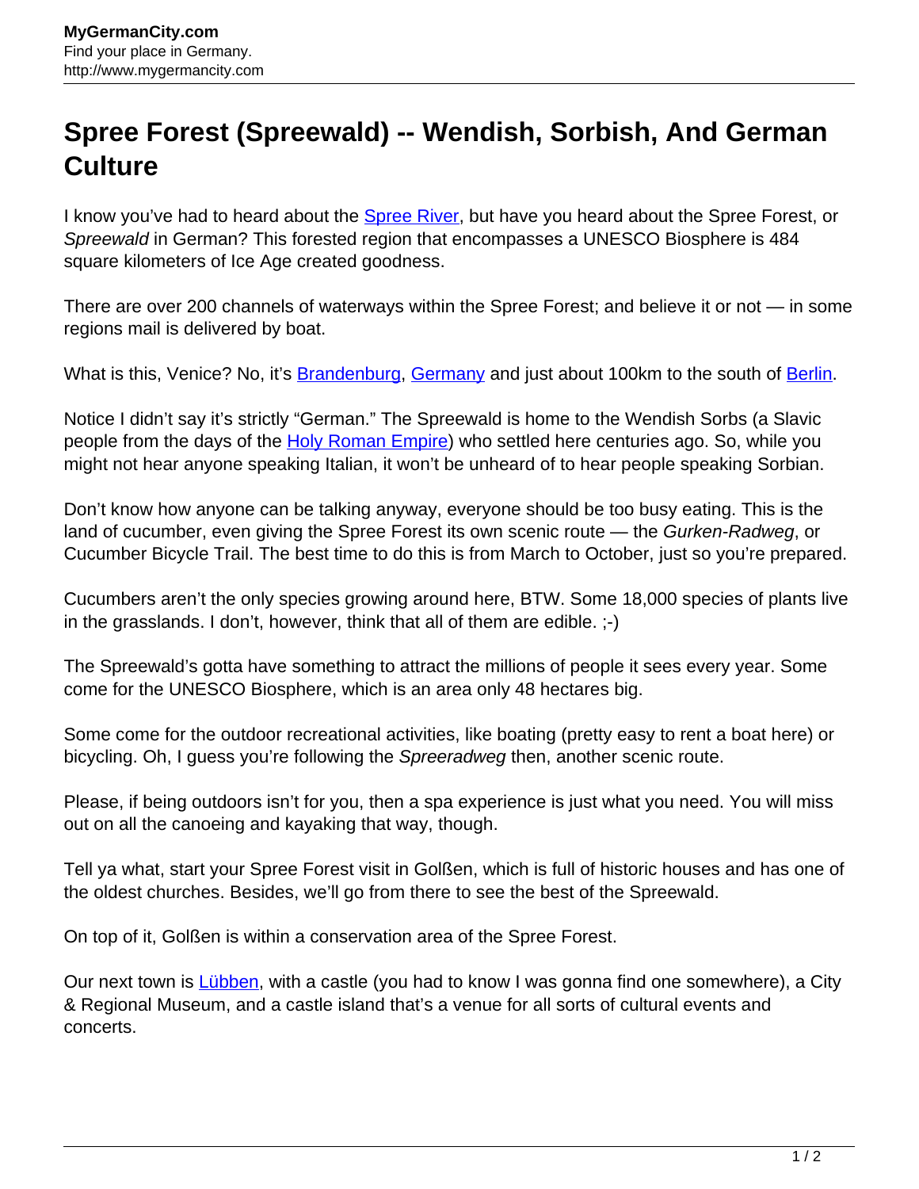# Spree Forest (Spreewald) -- Wendish, Sorbish, And German Culture

I know you've had to heard about the Spree River, but have you heard about the Spree Forest, or *Spreewald* in German? This forested region that encompasses a UNESCO Biosphere is 484 square kilometers of Ice Age created goodness.

There are over 200 channels of waterways within the Spree Forest; and believe it or not — in some regions mail is delivered by boat.

What is this, Venice? No, it's Brandenburg, Germany and just about 100km to the south of Berlin.

Notice I didn't say it's strictly "German." The Spreewald is home to the Wendish Sorbs (a Slavic people from the days of the Holy Roman Empire) who settled here centuries ago. So, while you might not hear anyone speaking Italian, it won't be unheard of to hear people speaking Sorbian.

Don't know how anyone can be talking anyway, everyone should be too busy eating. This is the land of cucumber, even giving the Spree Forest its own scenic route — the *Gurken-Radweg*, or Cucumber Bicycle Trail. The best time to do this is from March to October, just so you're prepared.

Cucumbers aren't the only species growing around here, BTW. Some 18,000 species of plants live in the grasslands. I don't, however, think that all of them are edible. ;-)

The Spreewald's gotta have something to attract the millions of people it sees every year. Some come for the UNESCO Biosphere, which is an area only 48 hectares big.

Some come for the outdoor recreational activities, like boating (pretty easy to rent a boat here) or bicycling. Oh, I guess you're following the *Spreeradweg* then, another scenic route.

Please, if being outdoors isn't for you, then a spa experience is just what you need. You will miss out on all the canoeing and kayaking that way, though.

Tell ya what, start your Spree Forest visit in Golßen, which is full of historic houses and has one of the oldest churches. Besides, we'll go from there to see the best of the Spreewald.

On top of it, Golßen is within a conservation area of the Spree Forest.

Our next town is Lübben, with a castle (you had to know I was gonna find one somewhere), a City & Regional Museum, and a castle island that's a venue for all sorts of cultural events and concerts.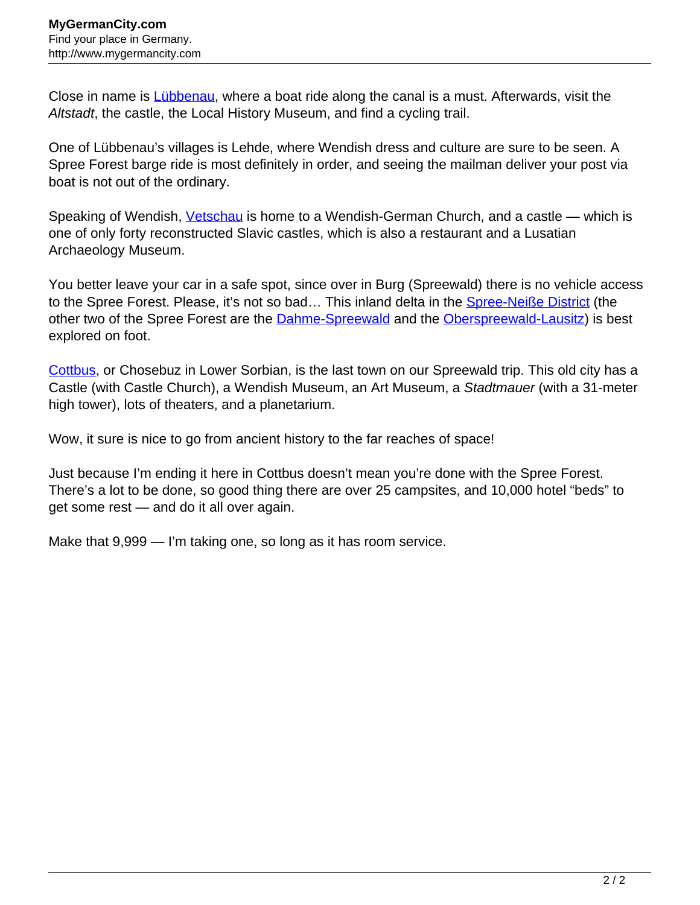Close in name is Lübbenau, where a boat ride along the canal is a must. Afterwards, visit the *Altstadt*, the castle, the Local History Museum, and find a cycling trail.

One of Lübbenau's villages is Lehde, where Wendish dress and culture are sure to be seen. A Spree Forest barge ride is most definitely in order, and seeing the mailman deliver your post via boat is not out of the ordinary.

Speaking of Wendish, Vetschau is home to a Wendish-German Church, and a castle — which is one of only forty reconstructed Slavic castles, which is also a restaurant and a Lusatian Archaeology Museum.

You better leave your car in a safe spot, since over in Burg (Spreewald) there is no vehicle access to the Spree Forest. Please, it's not so bad… This inland delta in the Spree-Neiße District (the other two of the Spree Forest are the Dahme-Spreewald and the Oberspreewald-Lausitz) is best explored on foot.

Cottbus, or Chosebuz in Lower Sorbian, is the last town on our Spreewald trip. This old city has a Castle (with Castle Church), a Wendish Museum, an Art Museum, a *Stadtmauer* (with a 31-meter high tower), lots of theaters, and a planetarium.

Wow, it sure is nice to go from ancient history to the far reaches of space!

Just because I'm ending it here in Cottbus doesn't mean you're done with the Spree Forest. There's a lot to be done, so good thing there are over 25 campsites, and 10,000 hotel "beds" to get some rest — and do it all over again.

Make that 9,999 — I'm taking one, so long as it has room service.